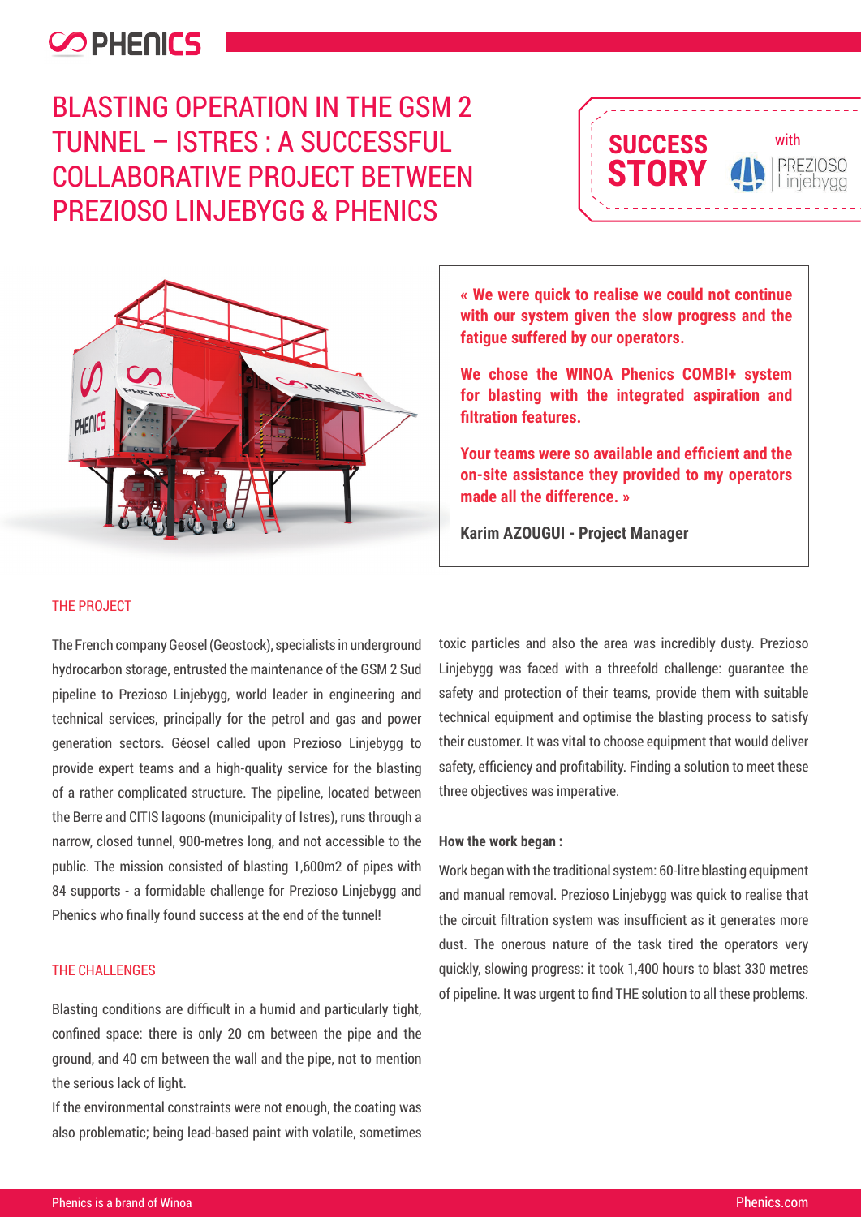# BLASTING OPERATION IN THE GSM 2 TUNNEL – ISTRES : A SUCCESSFUL COLLABORATIVE PROJECT BETWEEN PREZIOSO LINJEBYGG & PHENICS

**SUCCESS STORY** with PREZIOSO Linjebygg

**« We were quick to realise we could not continue with our system given the slow progress and the fatigue suffered by our operators.**

**We chose the WINOA Phenics COMBI+ system for blasting with the integrated aspiration and filtration features.**

**Your teams were so available and efficient and the on-site assistance they provided to my operators made all the difference. »**

**Karim AZOUGUI - Project Manager**

## THE PROJECT

The French company Geosel (Geostock), specialists in underground hydrocarbon storage, entrusted the maintenance of the GSM 2 Sud pipeline to Prezioso Linjebygg, world leader in engineering and technical services, principally for the petrol and gas and power generation sectors. Géosel called upon Prezioso Linjebygg to provide expert teams and a high-quality service for the blasting of a rather complicated structure. The pipeline, located between the Berre and CITIS lagoons (municipality of Istres), runs through a narrow, closed tunnel, 900-metres long, and not accessible to the public. The mission consisted of blasting 1,600m2 of pipes with 84 supports - a formidable challenge for Prezioso Linjebygg and Phenics who finally found success at the end of the tunnel!

## THE CHALLENGES

Blasting conditions are difficult in a humid and particularly tight, confined space: there is only 20 cm between the pipe and the ground, and 40 cm between the wall and the pipe, not to mention the serious lack of light.

If the environmental constraints were not enough, the coating was also problematic; being lead-based paint with volatile, sometimes toxic particles and also the area was incredibly dusty. Prezioso Linjebygg was faced with a threefold challenge: guarantee the safety and protection of their teams, provide them with suitable technical equipment and optimise the blasting process to satisfy their customer. It was vital to choose equipment that would deliver safety, efficiency and profitability. Finding a solution to meet these three objectives was imperative.

**How the work began :**

Work began with the traditional system: 60-litre blasting equipment and manual removal. Prezioso Linjebygg was quick to realise that the circuit filtration system was insufficient as it generates more dust. The onerous nature of the task tired the operators very quickly, slowing progress: it took 1,400 hours to blast 330 metres of pipeline. It was urgent to find THE solution to all these problems.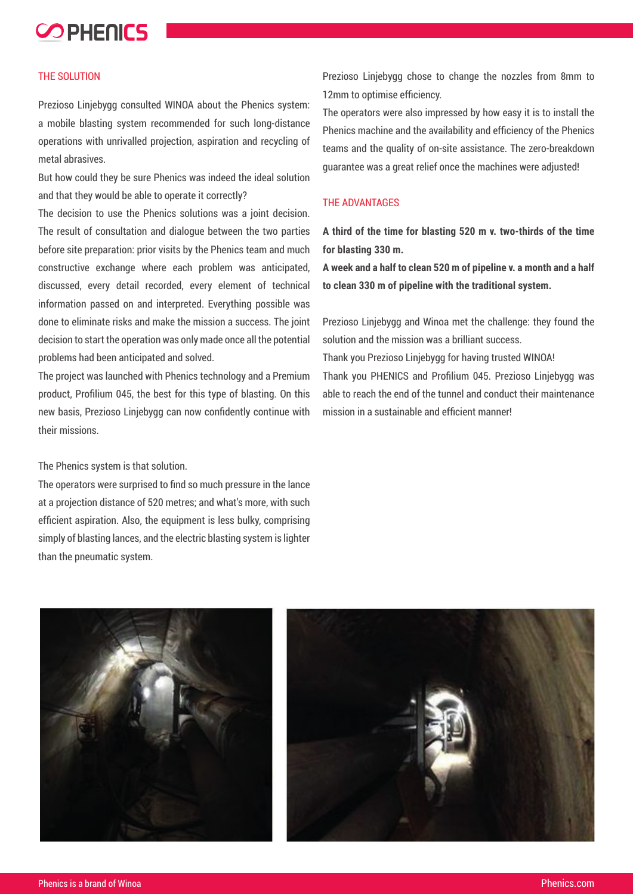## THE SOLUTION

Prezioso Linjebygg consulted WINOA about the Phenics system: a mobile blasting system recommended for such long-distance operations with unrivalled projection, aspiration and recycling of metal abrasives.

But how could they be sure Phenics was indeed the ideal solution and that they would be able to operate it correctly?

The decision to use the Phenics solutions was a joint decision. The result of consultation and dialogue between the two parties before site preparation: prior visits by the Phenics team and much constructive exchange where each problem was anticipated, discussed, every detail recorded, every element of technical information passed on and interpreted. Everything possible was done to eliminate risks and make the mission a success. The joint decision to start the operation was only made once all the potential problems had been anticipated and solved.

The project was launched with Phenics technology and a Premium product, Profilium 045, the best for this type of blasting. On this new basis, Prezioso Linjebygg can now confidently continue with their missions.

The Phenics system is that solution.

The operators were surprised to find so much pressure in the lance at a projection distance of 520 metres; and what's more, with such efficient aspiration. Also, the equipment is less bulky, comprising simply of blasting lances, and the electric blasting system is lighter than the pneumatic system.

Prezioso Linjebygg chose to change the nozzles from 8mm to 12mm to optimise efficiency.

The operators were also impressed by how easy it is to install the Phenics machine and the availability and efficiency of the Phenics teams and the quality of on-site assistance. The zero-breakdown guarantee was a great relief once the machines were adjusted!

## THE ADVANTAGES

**A third of the time for blasting 520 m v. two-thirds of the time for blasting 330 m.**

**A week and a half to clean 520 m of pipeline v. a month and a half to clean 330 m of pipeline with the traditional system.**

Prezioso Linjebygg and Winoa met the challenge: they found the solution and the mission was a brilliant success.

Thank you Prezioso Linjebygg for having trusted WINOA!

Thank you PHENICS and Profilium 045. Prezioso Linjebygg was able to reach the end of the tunnel and conduct their maintenance mission in a sustainable and efficient manner!